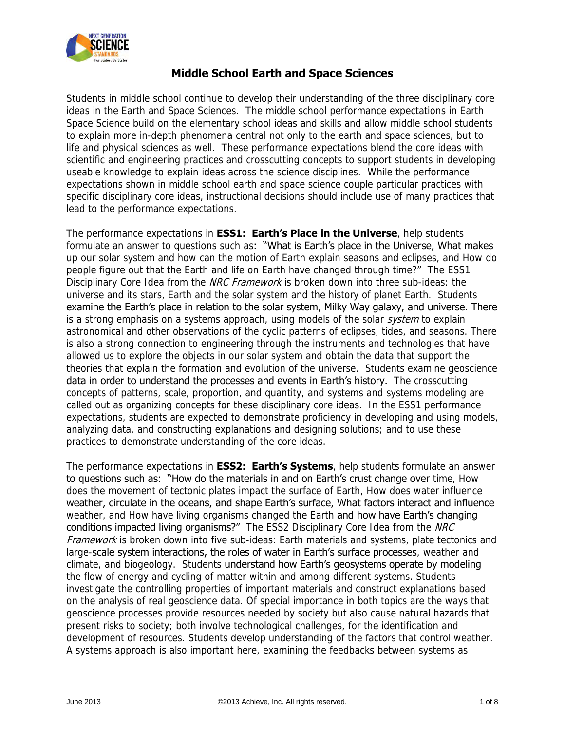# Middle School Earth and Space Sciences

Students in middle school continue to develop their understanding of the three disciplinary core ideas in the Earth and Space Sciences. The middle school performance expectations in Earth Space Science build on the elementary school ideas and skills and allow middle school students to explain more in-depth phenomena central not only to the earth and space sciences, but to life and physical sciences as well. These performance expectations blend the core ideas with scientific and engineering practices and crosscutting concepts to support students in developing useable knowledge to explain ideas across the science disciplines. While the performance expectations shown in middle school earth and space science couple particular practices with specific disciplinary core ideas, instructional decisions should include use of many practices that lead to the performance expectations.

The performance expectations in **ESS1: Earth's Place in the Universe**, help students formulate an answer to questions such as: "What is Earth's place in the Universe, What makes up our solar system and how can the motion of Earth explain seasons and eclipses, and How do people figure out that the Earth and life on Earth have changed through time?" The ESS1 Disciplinary Core Idea from the *NRC Framework* is broken down into three sub-ideas: the universe and its stars, Earth and the solar system and the history of planet Earth. Students examine the Earth's place in relation to the solar system, Milky Way galaxy, and universe. There is a strong emphasis on a systems approach, using models of the solar *system* to explain astronomical and other observations of the cyclic patterns of eclipses, tides, and seasons. There is also a strong connection to engineering through the instruments and technologies that have allowed us to explore the objects in our solar system and obtain the data that support the theories that explain the formation and evolution of the universe. Students examine geoscience data in order to understand the processes and events in Earth's history. The crosscutting concepts of patterns, scale, proportion, and quantity, and systems and systems modeling are called out as organizing concepts for these disciplinary core ideas. In the ESS1 performance expectations, students are expected to demonstrate proficiency in developing and using models, analyzing data, and constructing explanations and designing solutions; and to use these practices to demonstrate understanding of the core ideas.

The performance expectations in **ESS2: Earth's Systems**, help students formulate an answer to questions such as: "How do the materials in and on Earth's crust change over time, How does the movement of tectonic plates impact the surface of Earth, How does water influence weather, circulate in the oceans, and shape Earth's surface, What factors interact and influence weather, and How have living organisms changed the Earth and how have Earth's changing conditions impacted living organisms?" The ESS2 Disciplinary Core Idea from the *NRC Framework* is broken down into five sub-ideas: Earth materials and systems, plate tectonics and large-scale system interactions, the roles of water in Earth's surface processes, weather and climate, and biogeology. Students understand how Earth's geosystems operate by modeling the flow of energy and cycling of matter within and among different systems. Students investigate the controlling properties of important materials and construct explanations based on the analysis of real geoscience data. Of special importance in both topics are the ways that geoscience processes provide resources needed by society but also cause natural hazards that present risks to society; both involve technological challenges, for the identification and development of resources. Students develop understanding of the factors that control weather. A systems approach is also important here, examining the feedbacks between systems as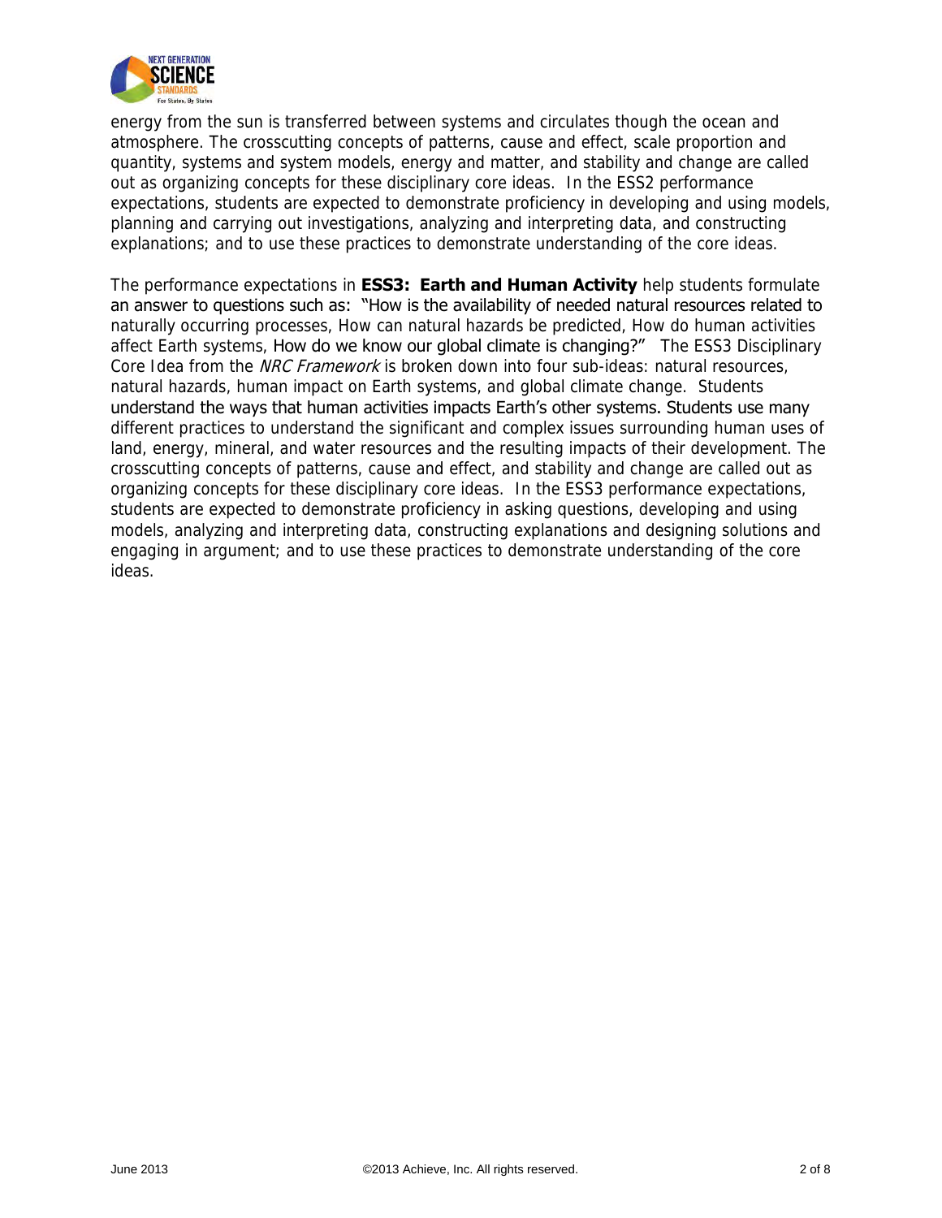energy from the sun is transferred between systems and circulates though the ocean and atmosphere. The crosscutting concepts of patterns, cause and effect, scale proportion and quantity, systems and system models, energy and matter, and stability and change are called out as organizing concepts for these disciplinary core ideas. In the ESS2 performance expectations, students are expected to demonstrate proficiency in developing and using models, planning and carrying out investigations, analyzing and interpreting data, and constructing explanations; and to use these practices to demonstrate understanding of the core ideas.

The performance expectations in **ESS3: Earth and Human Activity** help students formulate an answer to questions such as: "How is the availability of needed natural resources related to naturally occurring processes, How can natural hazards be predicted, How do human activities affect Earth systems, How do we know our global climate is changing?" The ESS3 Disciplinary Core Idea from the *NRC Framework* is broken down into four sub-ideas: natural resources, natural hazards, human impact on Earth systems, and global climate change. Students understand the ways that human activities impacts Earth's other systems. Students use many different practices to understand the significant and complex issues surrounding human uses of land, energy, mineral, and water resources and the resulting impacts of their development. The crosscutting concepts of patterns, cause and effect, and stability and change are called out as organizing concepts for these disciplinary core ideas. In the ESS3 performance expectations, students are expected to demonstrate proficiency in asking questions, developing and using models, analyzing and interpreting data, constructing explanations and designing solutions and engaging in argument; and to use these practices to demonstrate understanding of the core ideas.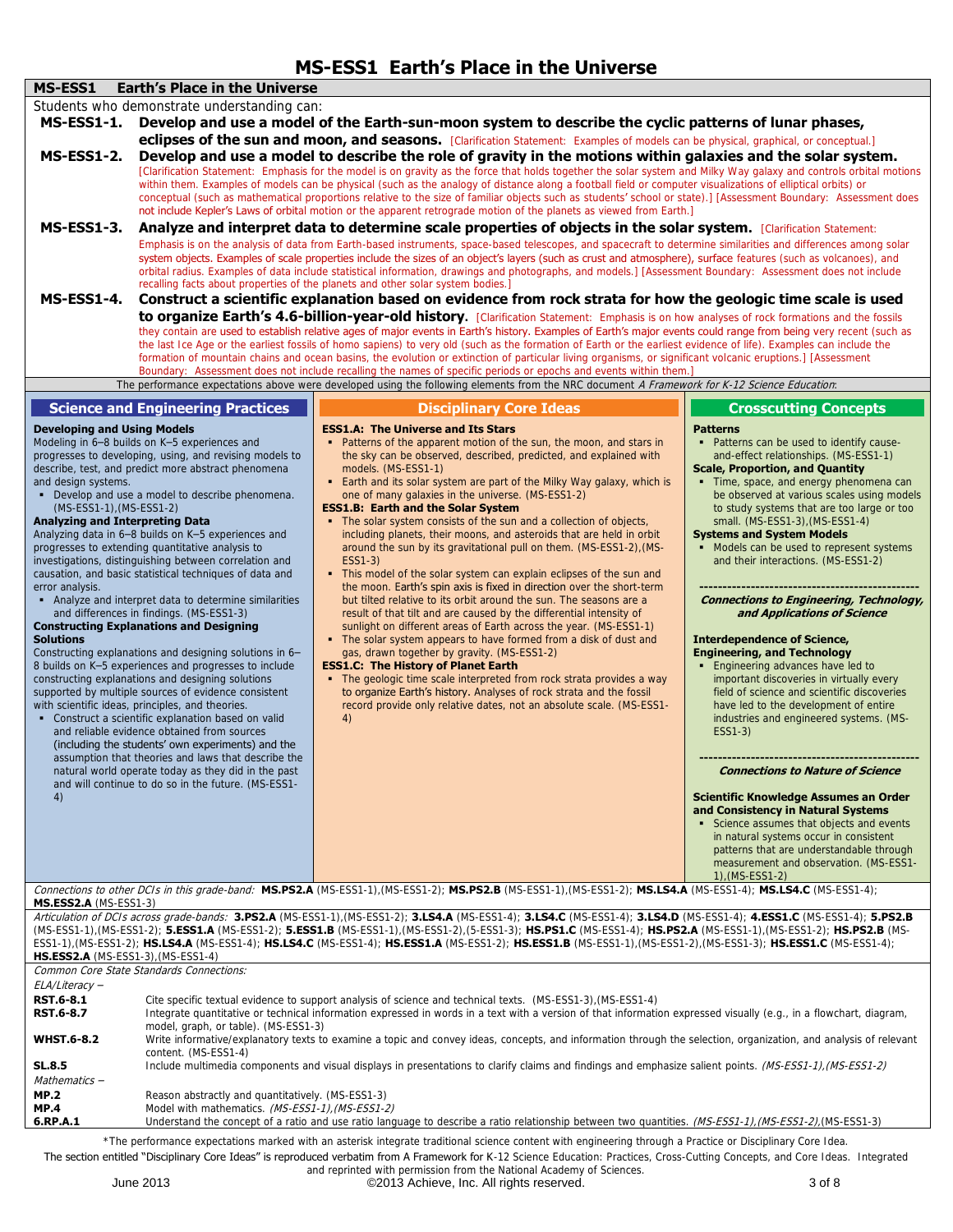# MS-ESS1 Earth's Place in the Universe

## MS-ESS1 Earth's Place in the Universe

Students who demonstrate understanding can:

**MS-ESS1-1. Develop and use a model of the Earth-sun-moon system to describe the cyclic patterns of lunar phases, eclipses of the sun and moon, and seasons.** [Clarification Statement: Examples of models can be physical, graphical, or conceptual.]

**MS-ESS1-2. Develop and use a model to describe the role of gravity in the motions within galaxies and the solar system.** [Clarification Statement: Emphasis for the model is on gravity as the force that holds together the solar system and Milky Way galaxy and controls orbital motions within them. Examples of models can be physical (such as the analogy of distance along a football field or computer visualizations of elliptical orbits) or conceptual (such as mathematical proportions relative to the size of familiar objects such as students' school or state).] [Assessment Boundary: Assessment does not include Kepler's Laws of orbital motion or the apparent retrograde motion of the planets as viewed from Earth.]

**MS-ESS1-3. Analyze and interpret data to determine scale properties of objects in the solar system.** [Clarification Statement: Emphasis is on the analysis of data from Earth-based instruments, space-based telescopes, and spacecraft to determine similarities and differences among solar system objects. Examples of scale properties include the sizes of an object's layers (such as crust and atmosphere), surface features (such as volcanoes), and orbital radius. Examples of data include statistical information, drawings and photographs, and models.] [Assessment Boundary: Assessment does not include recalling facts about properties of the planets and other solar system bodies.]

**MS-ESS1-4. Construct a scientific explanation based on evidence from rock strata for how the geologic time scale is used to organize Earth's 4.6-billion-year-old history.** [Clarification Statement: Emphasis is on how analyses of rock formations and the fossils they contain are used to establish relative ages of major events in Earth's history. Examples of Earth's major events could range from being very recent (such as the last Ice Age or the earliest fossils of homo sapiens) to very old (such as the formation of Earth or the earliest evidence of life). Examples can include the formation of mountain chains and ocean basins, the evolution or extinction of particular living organisms, or significant volcanic eruptions.] [Assessment Boundary: Assessment does not include recalling the names of specific periods or epochs and events within them.]

The performance expectations above were developed using the following elements from the NRC document *A Framework for K-12 Science Education*:

### Science and Engineering Practices

**Developing and Using Models**

Modeling in 6–8 builds on K–5 experiences and progresses to developing, using, and revising models to describe, test, and predict more abstract phenomena and design systems.

- Develop and use a model to describe phenomena. (MS-ESS1-1),(MS-ESS1-2)

**Analyzing and Interpreting Data**

Analyzing data in 6–8 builds on K–5 experiences and progresses to extending quantitative analysis to investigations, distinguishing between correlation and causation, and basic statistical techniques of data and error analysis.

- Analyze and interpret data to determine similarities and differences in findings. (MS-ESS1-3)

**Constructing Explanations and Designing Solutions**

Constructing explanations and designing solutions in 6–8 builds on K–5 experiences and progresses to include constructing explanations and designing solutions supported by multiple sources of evidence consistent with scientific ideas, principles, and theories.

- Construct a scientific explanation based on valid and reliable evidence obtained from sources (including the students' own experiments) and the assumption that theories and laws that describe the natural world operate today as they did in the past and will continue to do so in the future. (MS-ESS1-4)

### Disciplinary Core Ideas

**ESS1.A: The Universe and Its Stars**

- Patterns of the apparent motion of the sun, the moon, and stars in the sky can be observed, described, predicted, and explained with models. (MS-ESS1-1)
- Earth and its solar system are part of the Milky Way galaxy, which is one of many galaxies in the universe. (MS-ESS1-2)

**ESS1.B: Earth and the Solar System**

- The solar system consists of the sun and a collection of objects, including planets, their moons, and asteroids that are held in orbit around the sun by its gravitational pull on them. (MS-ESS1-2),(MS-ESS1-3)
- This model of the solar system can explain eclipses of the sun and the moon. Earth's spin axis is fixed in direction over the short-term but tilted relative to its orbit around the sun. The seasons are a result of that tilt and are caused by the differential intensity of sunlight on different areas of Earth across the year. (MS-ESS1-1)
- The solar system appears to have formed from a disk of dust and gas, drawn together by gravity. (MS-ESS1-2)

**ESS1.C: The History of Planet Earth**

- The geologic time scale interpreted from rock strata provides a way to organize Earth's history. Analyses of rock strata and the fossil record provide only relative dates, not an absolute scale. (MS-ESS1-4)

### Crosscutting Concepts

**Patterns**

- Patterns can be used to identify cause-and-effect relationships. (MS-ESS1-1)

**Scale, Proportion, and Quantity**

- Time, space, and energy phenomena can be observed at various scales using models to study systems that are too large or too small. (MS-ESS1-3),(MS-ESS1-4)

**Systems and System Models**

- Models can be used to represent systems and their interactions. (MS-ESS1-2)

---

***Connections to Engineering, Technology, and Applications of Science***

**Interdependence of Science, Engineering, and Technology**

- Engineering advances have led to important discoveries in virtually every field of science and scientific discoveries have led to the development of entire industries and engineered systems. (MS-ESS1-3)

---

***Connections to Nature of Science***

**Scientific Knowledge Assumes an Order and Consistency in Natural Systems**

- Science assumes that objects and events in natural systems occur in consistent patterns that are understandable through measurement and observation. (MS-ESS1-1),(MS-ESS1-2)

*Connections to other DCIs in this grade-band:* **MS.PS2.A** (MS-ESS1-1),(MS-ESS1-2); **MS.PS2.B** (MS-ESS1-1),(MS-ESS1-2); **MS.LS4.A** (MS-ESS1-4); **MS.LS4.C** (MS-ESS1-4); **MS.ESS2.A** (MS-ESS1-3)

*Articulation of DCIs across grade-bands:* **3.PS2.A** (MS-ESS1-1),(MS-ESS1-2); **3.LS4.A** (MS-ESS1-4); **3.LS4.C** (MS-ESS1-4); **3.LS4.D** (MS-ESS1-4); **4.ESS1.C** (MS-ESS1-4); **5.PS2.B** (MS-ESS1-1),(MS-ESS1-2); **5.ESS1.A** (MS-ESS1-2); **5.ESS1.B** (MS-ESS1-1),(MS-ESS1-2),(5-ESS1-3); **HS.PS1.C** (MS-ESS1-4); **HS.PS2.A** (MS-ESS1-1),(MS-ESS1-2); **HS.PS2.B** (MS-ESS1-1),(MS-ESS1-2); **HS.LS4.A** (MS-ESS1-4); **HS.LS4.C** (MS-ESS1-4); **HS.ESS1.A** (MS-ESS1-2); **HS.ESS1.B** (MS-ESS1-1),(MS-ESS1-2),(MS-ESS1-3); **HS.ESS1.C** (MS-ESS1-4); **HS.ESS2.A** (MS-ESS1-3),(MS-ESS1-4)

*Common Core State Standards Connections:*

*ELA/Literacy –*

| | |
|---|---|
| **RST.6-8.1** | Cite specific textual evidence to support analysis of science and technical texts. (MS-ESS1-3),(MS-ESS1-4) |
| **RST.6-8.7** | Integrate quantitative or technical information expressed in words in a text with a version of that information expressed visually (e.g., in a flowchart, diagram, model, graph, or table). (MS-ESS1-3) |
| **WHST.6-8.2** | Write informative/explanatory texts to examine a topic and convey ideas, concepts, and information through the selection, organization, and analysis of relevant content. (MS-ESS1-4) |
| **SL.8.5** | Include multimedia components and visual displays in presentations to clarify claims and findings and emphasize salient points. *(MS-ESS1-1),(MS-ESS1-2)* |

*Mathematics –*

| | |
|---|---|
| **MP.2** | Reason abstractly and quantitatively. (MS-ESS1-3) |
| **MP.4** | Model with mathematics. *(MS-ESS1-1),(MS-ESS1-2)* |
| **6.RP.A.1** | Understand the concept of a ratio and use ratio language to describe a ratio relationship between two quantities. *(MS-ESS1-1),(MS-ESS1-2),*(MS-ESS1-3) |

*The performance expectations marked with an asterisk integrate traditional science content with engineering through a Practice or Disciplinary Core Idea.

The section entitled "Disciplinary Core Ideas" is reproduced verbatim from A Framework for K-12 Science Education: Practices, Cross-Cutting Concepts, and Core Ideas. Integrated and reprinted with permission from the National Academy of Sciences.

June 2013 ©2013 Achieve, Inc. All rights reserved.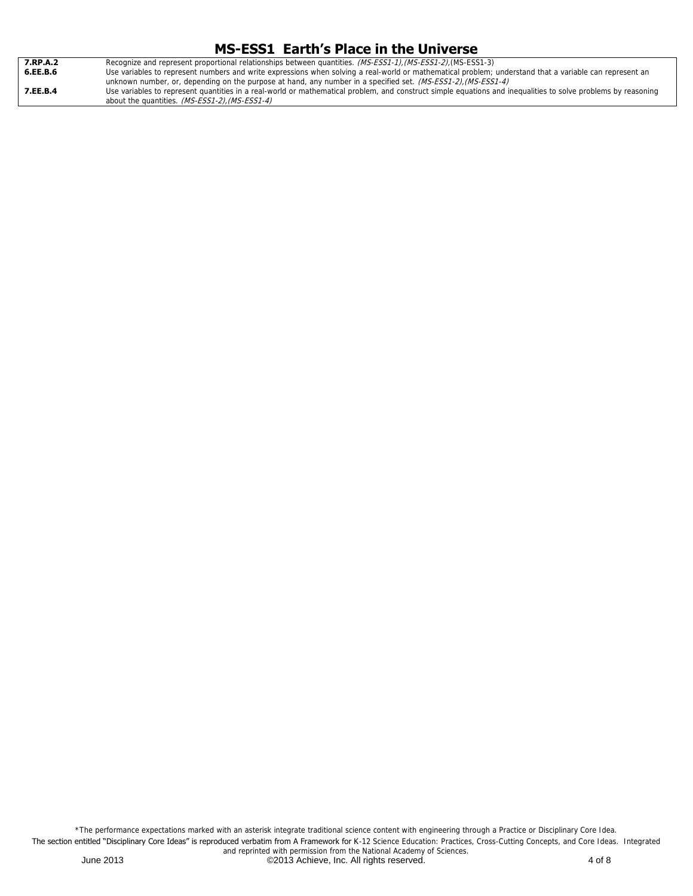# MS-ESS1 Earth's Place in the Universe

| | |
|---|---|
| **7.RP.A.2** | Recognize and represent proportional relationships between quantities. *(MS-ESS1-1),(MS-ESS1-2),*(MS-ESS1-3) |
| **6.EE.B.6** | Use variables to represent numbers and write expressions when solving a real-world or mathematical problem; understand that a variable can represent an unknown number, or, depending on the purpose at hand, any number in a specified set. *(MS-ESS1-2),(MS-ESS1-4)* |
| **7.EE.B.4** | Use variables to represent quantities in a real-world or mathematical problem, and construct simple equations and inequalities to solve problems by reasoning about the quantities. *(MS-ESS1-2),(MS-ESS1-4)* |

*The performance expectations marked with an asterisk integrate traditional science content with engineering through a Practice or Disciplinary Core Idea.

The section entitled "Disciplinary Core Ideas" is reproduced verbatim from A Framework for K-12 Science Education: Practices, Cross-Cutting Concepts, and Core Ideas. Integrated and reprinted with permission from the National Academy of Sciences.

June 2013 ©2013 Achieve, Inc. All rights reserved.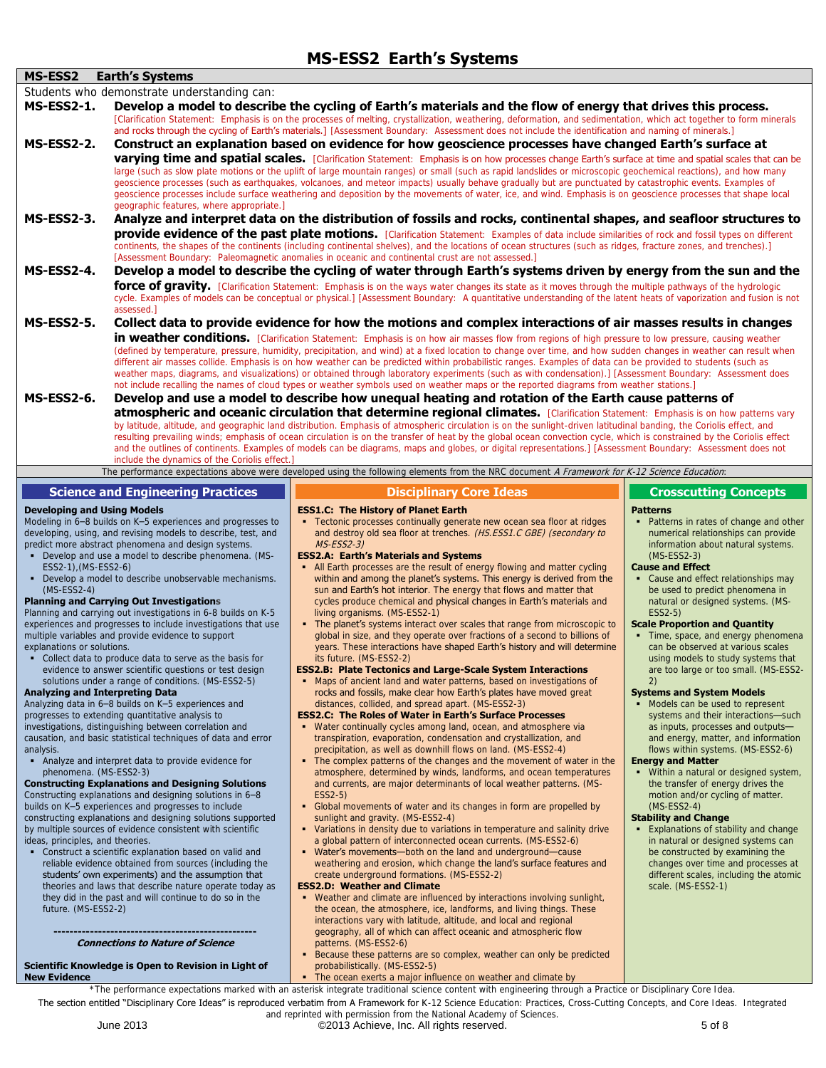# MS-ESS2 Earth's Systems

## MS-ESS2 Earth's Systems

Students who demonstrate understanding can:

**MS-ESS2-1. Develop a model to describe the cycling of Earth's materials and the flow of energy that drives this process.** [Clarification Statement: Emphasis is on the processes of melting, crystallization, weathering, deformation, and sedimentation, which act together to form minerals and rocks through the cycling of Earth's materials.] [Assessment Boundary: Assessment does not include the identification and naming of minerals.]

**MS-ESS2-2. Construct an explanation based on evidence for how geoscience processes have changed Earth's surface at varying time and spatial scales.** [Clarification Statement: Emphasis is on how processes change Earth's surface at time and spatial scales that can be large (such as slow plate motions or the uplift of large mountain ranges) or small (such as rapid landslides or microscopic geochemical reactions), and how many geoscience processes (such as earthquakes, volcanoes, and meteor impacts) usually behave gradually but are punctuated by catastrophic events. Examples of geoscience processes include surface weathering and deposition by the movements of water, ice, and wind. Emphasis is on geoscience processes that shape local geographic features, where appropriate.]

**MS-ESS2-3. Analyze and interpret data on the distribution of fossils and rocks, continental shapes, and seafloor structures to provide evidence of the past plate motions.** [Clarification Statement: Examples of data include similarities of rock and fossil types on different continents, the shapes of the continents (including continental shelves), and the locations of ocean structures (such as ridges, fracture zones, and trenches).] [Assessment Boundary: Paleomagnetic anomalies in oceanic and continental crust are not assessed.]

**MS-ESS2-4. Develop a model to describe the cycling of water through Earth's systems driven by energy from the sun and the force of gravity.** [Clarification Statement: Emphasis is on the ways water changes its state as it moves through the multiple pathways of the hydrologic cycle. Examples of models can be conceptual or physical.] [Assessment Boundary: A quantitative understanding of the latent heats of vaporization and fusion is not assessed.]

**MS-ESS2-5. Collect data to provide evidence for how the motions and complex interactions of air masses results in changes in weather conditions.** [Clarification Statement: Emphasis is on how air masses flow from regions of high pressure to low pressure, causing weather (defined by temperature, pressure, humidity, precipitation, and wind) at a fixed location to change over time, and how sudden changes in weather can result when different air masses collide. Emphasis is on how weather can be predicted within probabilistic ranges. Examples of data can be provided to students (such as weather maps, diagrams, and visualizations) or obtained through laboratory experiments (such as with condensation).] [Assessment Boundary: Assessment does not include recalling the names of cloud types or weather symbols used on weather maps or the reported diagrams from weather stations.]

**MS-ESS2-6. Develop and use a model to describe how unequal heating and rotation of the Earth cause patterns of atmospheric and oceanic circulation that determine regional climates.** [Clarification Statement: Emphasis is on how patterns vary by latitude, altitude, and geographic land distribution. Emphasis of atmospheric circulation is on the sunlight-driven latitudinal banding, the Coriolis effect, and resulting prevailing winds; emphasis of ocean circulation is on the transfer of heat by the global ocean convection cycle, which is constrained by the Coriolis effect and the outlines of continents. Examples of models can be diagrams, maps and globes, or digital representations.] [Assessment Boundary: Assessment does not include the dynamics of the Coriolis effect.]

The performance expectations above were developed using the following elements from the NRC document *A Framework for K-12 Science Education*:

### Science and Engineering Practices

**Developing and Using Models**

Modeling in 6–8 builds on K–5 experiences and progresses to developing, using, and revising models to describe, test, and predict more abstract phenomena and design systems.

- Develop and use a model to describe phenomena. (MS-ESS2-1),(MS-ESS2-6)
- Develop a model to describe unobservable mechanisms. (MS-ESS2-4)

**Planning and Carrying Out Investigations**

Planning and carrying out investigations in 6-8 builds on K-5 experiences and progresses to include investigations that use multiple variables and provide evidence to support explanations or solutions.

- Collect data to produce data to serve as the basis for evidence to answer scientific questions or test design solutions under a range of conditions. (MS-ESS2-5)

**Analyzing and Interpreting Data**

Analyzing data in 6–8 builds on K–5 experiences and progresses to extending quantitative analysis to investigations, distinguishing between correlation and causation, and basic statistical techniques of data and error analysis.

- Analyze and interpret data to provide evidence for phenomena. (MS-ESS2-3)

**Constructing Explanations and Designing Solutions**

Constructing explanations and designing solutions in 6–8 builds on K–5 experiences and progresses to include constructing explanations and designing solutions supported by multiple sources of evidence consistent with scientific ideas, principles, and theories.

- Construct a scientific explanation based on valid and reliable evidence obtained from sources (including the students' own experiments) and the assumption that theories and laws that describe nature operate today as they did in the past and will continue to do so in the future. (MS-ESS2-2)

---

***Connections to Nature of Science***

**Scientific Knowledge is Open to Revision in Light of New Evidence**

### Disciplinary Core Ideas

**ESS1.C: The History of Planet Earth**

- Tectonic processes continually generate new ocean sea floor at ridges and destroy old sea floor at trenches. *(HS.ESS1.C GBE) (secondary to MS-ESS2-3)*

**ESS2.A: Earth's Materials and Systems**

- All Earth processes are the result of energy flowing and matter cycling within and among the planet's systems. This energy is derived from the sun and Earth's hot interior. The energy that flows and matter that cycles produce chemical and physical changes in Earth's materials and living organisms. (MS-ESS2-1)
- The planet's systems interact over scales that range from microscopic to global in size, and they operate over fractions of a second to billions of years. These interactions have shaped Earth's history and will determine its future. (MS-ESS2-2)

**ESS2.B: Plate Tectonics and Large-Scale System Interactions**

- Maps of ancient land and water patterns, based on investigations of rocks and fossils, make clear how Earth's plates have moved great distances, collided, and spread apart. (MS-ESS2-3)

**ESS2.C: The Roles of Water in Earth's Surface Processes**

- Water continually cycles among land, ocean, and atmosphere via transpiration, evaporation, condensation and crystallization, and precipitation, as well as downhill flows on land. (MS-ESS2-4)
- The complex patterns of the changes and the movement of water in the atmosphere, determined by winds, landforms, and ocean temperatures and currents, are major determinants of local weather patterns. (MS-ESS2-5)
- Global movements of water and its changes in form are propelled by sunlight and gravity. (MS-ESS2-4)
- Variations in density due to variations in temperature and salinity drive a global pattern of interconnected ocean currents. (MS-ESS2-6)
- Water's movements—both on the land and underground—cause weathering and erosion, which change the land's surface features and create underground formations. (MS-ESS2-2)

**ESS2.D: Weather and Climate**

- Weather and climate are influenced by interactions involving sunlight, the ocean, the atmosphere, ice, landforms, and living things. These interactions vary with latitude, altitude, and local and regional geography, all of which can affect oceanic and atmospheric flow patterns. (MS-ESS2-6)
- Because these patterns are so complex, weather can only be predicted probabilistically. (MS-ESS2-5)
- The ocean exerts a major influence on weather and climate by

### Crosscutting Concepts

**Patterns**

- Patterns in rates of change and other numerical relationships can provide information about natural systems. (MS-ESS2-3)

**Cause and Effect**

- Cause and effect relationships may be used to predict phenomena in natural or designed systems. (MS-ESS2-5)

**Scale Proportion and Quantity**

- Time, space, and energy phenomena can be observed at various scales using models to study systems that are too large or too small. (MS-ESS2-2)

**Systems and System Models**

- Models can be used to represent systems and their interactions—such as inputs, processes and outputs—and energy, matter, and information flows within systems. (MS-ESS2-6)

**Energy and Matter**

- Within a natural or designed system, the transfer of energy drives the motion and/or cycling of matter. (MS-ESS2-4)

**Stability and Change**

- Explanations of stability and change in natural or designed systems can be constructed by examining the changes over time and processes at different scales, including the atomic scale. (MS-ESS2-1)

*The performance expectations marked with an asterisk integrate traditional science content with engineering through a Practice or Disciplinary Core Idea.

The section entitled "Disciplinary Core Ideas" is reproduced verbatim from A Framework for K-12 Science Education: Practices, Cross-Cutting Concepts, and Core Ideas. Integrated and reprinted with permission from the National Academy of Sciences.

June 2013 ©2013 Achieve, Inc. All rights reserved.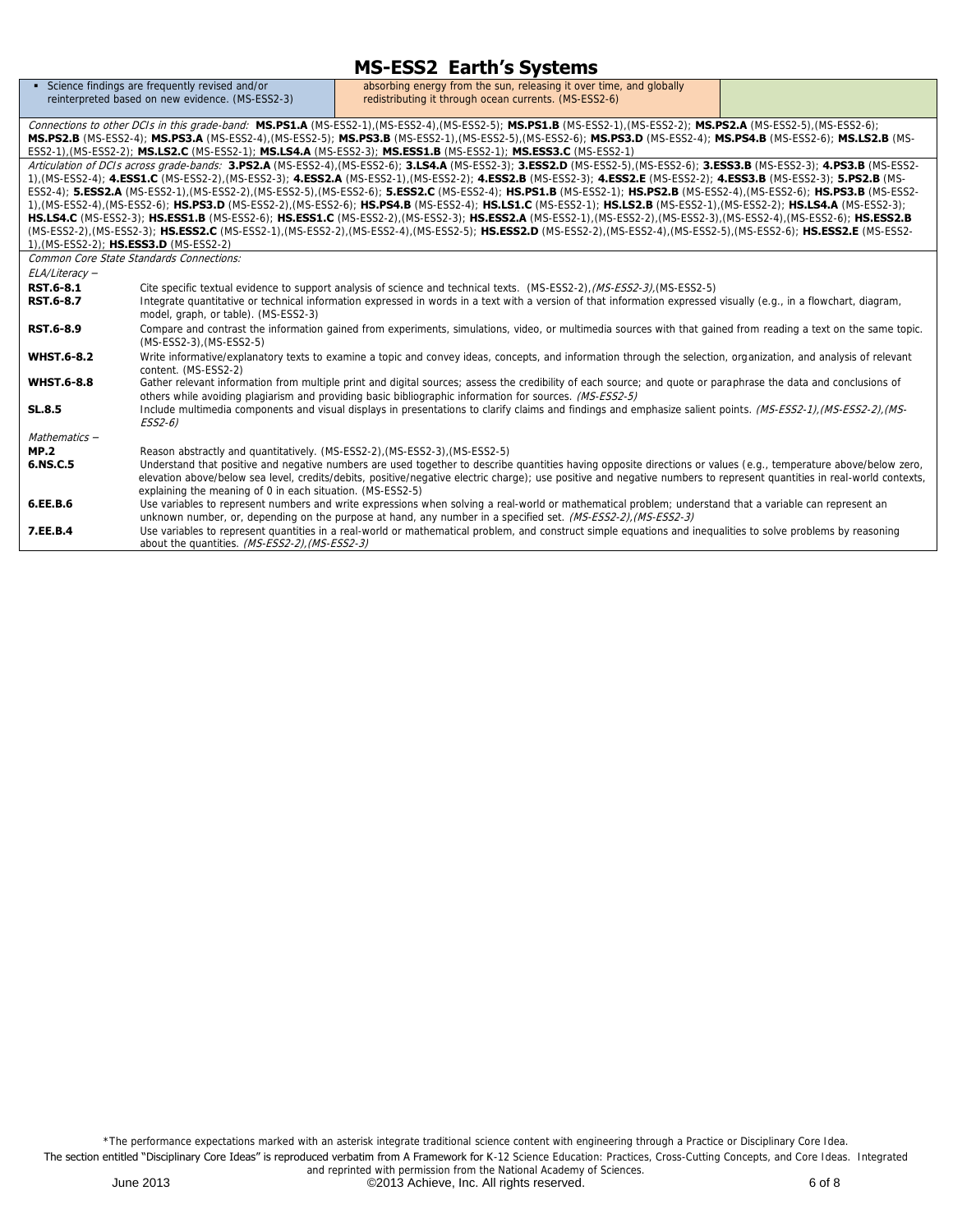# MS-ESS2 Earth's Systems

| | | |
|---|---|---|
| ▪ Science findings are frequently revised and/or reinterpreted based on new evidence. (MS-ESS2-3) | absorbing energy from the sun, releasing it over time, and globally redistributing it through ocean currents. (MS-ESS2-6) | |

*Connections to other DCIs in this grade-band:* **MS.PS1.A** (MS-ESS2-1),(MS-ESS2-4),(MS-ESS2-5); **MS.PS1.B** (MS-ESS2-1),(MS-ESS2-2); **MS.PS2.A** (MS-ESS2-5),(MS-ESS2-6); **MS.PS2.B** (MS-ESS2-4); **MS.PS3.A** (MS-ESS2-4),(MS-ESS2-5); **MS.PS3.B** (MS-ESS2-1),(MS-ESS2-5),(MS-ESS2-6); **MS.PS3.D** (MS-ESS2-4); **MS.PS4.B** (MS-ESS2-6); **MS.LS2.B** (MS-ESS2-1),(MS-ESS2-2); **MS.LS2.C** (MS-ESS2-1); **MS.LS4.A** (MS-ESS2-3); **MS.ESS1.B** (MS-ESS2-1); **MS.ESS3.C** (MS-ESS2-1)

*Articulation of DCIs across grade-bands:* **3.PS2.A** (MS-ESS2-4),(MS-ESS2-6); **3.LS4.A** (MS-ESS2-3); **3.ESS2.D** (MS-ESS2-5),(MS-ESS2-6); **3.ESS3.B** (MS-ESS2-3); **4.PS3.B** (MS-ESS2-1),(MS-ESS2-4); **4.ESS1.C** (MS-ESS2-2),(MS-ESS2-3); **4.ESS2.A** (MS-ESS2-1),(MS-ESS2-2); **4.ESS2.B** (MS-ESS2-3); **4.ESS2.E** (MS-ESS2-2); **4.ESS3.B** (MS-ESS2-3); **5.PS2.B** (MS-ESS2-4); **5.ESS2.A** (MS-ESS2-1),(MS-ESS2-2),(MS-ESS2-5),(MS-ESS2-6); **5.ESS2.C** (MS-ESS2-4); **HS.PS1.B** (MS-ESS2-1); **HS.PS2.B** (MS-ESS2-4),(MS-ESS2-6); **HS.PS3.B** (MS-ESS2-1),(MS-ESS2-4),(MS-ESS2-6); **HS.PS3.D** (MS-ESS2-2),(MS-ESS2-6); **HS.PS4.B** (MS-ESS2-4); **HS.LS1.C** (MS-ESS2-1); **HS.LS2.B** (MS-ESS2-1),(MS-ESS2-2); **HS.LS4.A** (MS-ESS2-3); **HS.LS4.C** (MS-ESS2-3); **HS.ESS1.B** (MS-ESS2-6); **HS.ESS1.C** (MS-ESS2-2),(MS-ESS2-3); **HS.ESS2.A** (MS-ESS2-1),(MS-ESS2-2),(MS-ESS2-3),(MS-ESS2-4),(MS-ESS2-6); **HS.ESS2.B** (MS-ESS2-2),(MS-ESS2-3); **HS.ESS2.C** (MS-ESS2-1),(MS-ESS2-2),(MS-ESS2-4),(MS-ESS2-5); **HS.ESS2.D** (MS-ESS2-2),(MS-ESS2-4),(MS-ESS2-5),(MS-ESS2-6); **HS.ESS2.E** (MS-ESS2-1),(MS-ESS2-2); **HS.ESS3.D** (MS-ESS2-2)

*Common Core State Standards Connections:*

*ELA/Literacy –*

| | |
|---|---|
| **RST.6-8.1** | Cite specific textual evidence to support analysis of science and technical texts. (MS-ESS2-2),*(MS-ESS2-3)*,(MS-ESS2-5) |
| **RST.6-8.7** | Integrate quantitative or technical information expressed in words in a text with a version of that information expressed visually (e.g., in a flowchart, diagram, model, graph, or table). (MS-ESS2-3) |
| **RST.6-8.9** | Compare and contrast the information gained from experiments, simulations, video, or multimedia sources with that gained from reading a text on the same topic. (MS-ESS2-3),(MS-ESS2-5) |
| **WHST.6-8.2** | Write informative/explanatory texts to examine a topic and convey ideas, concepts, and information through the selection, organization, and analysis of relevant content. (MS-ESS2-2) |
| **WHST.6-8.8** | Gather relevant information from multiple print and digital sources; assess the credibility of each source; and quote or paraphrase the data and conclusions of others while avoiding plagiarism and providing basic bibliographic information for sources. *(MS-ESS2-5)* |
| **SL.8.5** | Include multimedia components and visual displays in presentations to clarify claims and findings and emphasize salient points. *(MS-ESS2-1),(MS-ESS2-2),(MS-ESS2-6)* |

*Mathematics –*

| | |
|---|---|
| **MP.2** | Reason abstractly and quantitatively. (MS-ESS2-2),(MS-ESS2-3),(MS-ESS2-5) |
| **6.NS.C.5** | Understand that positive and negative numbers are used together to describe quantities having opposite directions or values (e.g., temperature above/below zero, elevation above/below sea level, credits/debits, positive/negative electric charge); use positive and negative numbers to represent quantities in real-world contexts, explaining the meaning of 0 in each situation. (MS-ESS2-5) |
| **6.EE.B.6** | Use variables to represent numbers and write expressions when solving a real-world or mathematical problem; understand that a variable can represent an unknown number, or, depending on the purpose at hand, any number in a specified set. *(MS-ESS2-2),(MS-ESS2-3)* |
| **7.EE.B.4** | Use variables to represent quantities in a real-world or mathematical problem, and construct simple equations and inequalities to solve problems by reasoning about the quantities. *(MS-ESS2-2),(MS-ESS2-3)* |

*The performance expectations marked with an asterisk integrate traditional science content with engineering through a Practice or Disciplinary Core Idea.
The section entitled "Disciplinary Core Ideas" is reproduced verbatim from A Framework for K-12 Science Education: Practices, Cross-Cutting Concepts, and Core Ideas. Integrated and reprinted with permission from the National Academy of Sciences.

June 2013 ©2013 Achieve, Inc. All rights reserved.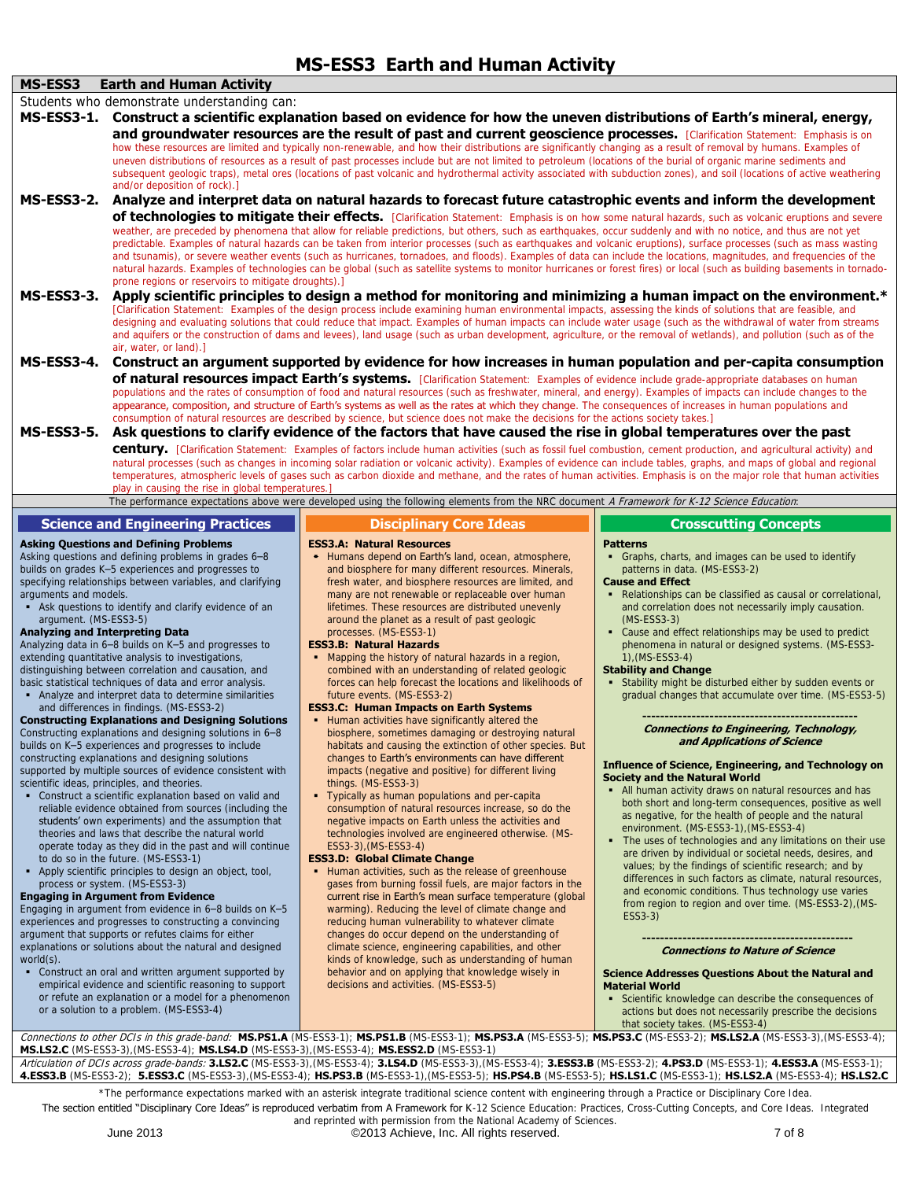# MS-ESS3 Earth and Human Activity

## MS-ESS3 Earth and Human Activity

Students who demonstrate understanding can:

**MS-ESS3-1. Construct a scientific explanation based on evidence for how the uneven distributions of Earth's mineral, energy, and groundwater resources are the result of past and current geoscience processes.** [Clarification Statement: Emphasis is on how these resources are limited and typically non-renewable, and how their distributions are significantly changing as a result of removal by humans. Examples of uneven distributions of resources as a result of past processes include but are not limited to petroleum (locations of the burial of organic marine sediments and subsequent geologic traps), metal ores (locations of past volcanic and hydrothermal activity associated with subduction zones), and soil (locations of active weathering and/or deposition of rock).]

**MS-ESS3-2. Analyze and interpret data on natural hazards to forecast future catastrophic events and inform the development of technologies to mitigate their effects.** [Clarification Statement: Emphasis is on how some natural hazards, such as volcanic eruptions and severe weather, are preceded by phenomena that allow for reliable predictions, but others, such as earthquakes, occur suddenly and with no notice, and thus are not yet predictable. Examples of natural hazards can be taken from interior processes (such as earthquakes and volcanic eruptions), surface processes (such as mass wasting and tsunamis), or severe weather events (such as hurricanes, tornadoes, and floods). Examples of data can include the locations, magnitudes, and frequencies of the natural hazards. Examples of technologies can be global (such as satellite systems to monitor hurricanes or forest fires) or local (such as building basements in tornado-prone regions or reservoirs to mitigate droughts).]

**MS-ESS3-3. Apply scientific principles to design a method for monitoring and minimizing a human impact on the environment.*** [Clarification Statement: Examples of the design process include examining human environmental impacts, assessing the kinds of solutions that are feasible, and designing and evaluating solutions that could reduce that impact. Examples of human impacts can include water usage (such as the withdrawal of water from streams and aquifers or the construction of dams and levees), land usage (such as urban development, agriculture, or the removal of wetlands), and pollution (such as of the air, water, or land).]

**MS-ESS3-4. Construct an argument supported by evidence for how increases in human population and per-capita consumption of natural resources impact Earth's systems.** [Clarification Statement: Examples of evidence include grade-appropriate databases on human populations and the rates of consumption of food and natural resources (such as freshwater, mineral, and energy). Examples of impacts can include changes to the appearance, composition, and structure of Earth's systems as well as the rates at which they change. The consequences of increases in human populations and consumption of natural resources are described by science, but science does not make the decisions for the actions society takes.]

**MS-ESS3-5. Ask questions to clarify evidence of the factors that have caused the rise in global temperatures over the past century.** [Clarification Statement: Examples of factors include human activities (such as fossil fuel combustion, cement production, and agricultural activity) and natural processes (such as changes in incoming solar radiation or volcanic activity). Examples of evidence can include tables, graphs, and maps of global and regional temperatures, atmospheric levels of gases such as carbon dioxide and methane, and the rates of human activities. Emphasis is on the major role that human activities play in causing the rise in global temperatures.]

The performance expectations above were developed using the following elements from the NRC document *A Framework for K-12 Science Education*:

### Science and Engineering Practices

**Asking Questions and Defining Problems**
Asking questions and defining problems in grades 6–8 builds on grades K–5 experiences and progresses to specifying relationships between variables, and clarifying arguments and models.

- Ask questions to identify and clarify evidence of an argument. (MS-ESS3-5)

**Analyzing and Interpreting Data**
Analyzing data in 6–8 builds on K–5 and progresses to extending quantitative analysis to investigations, distinguishing between correlation and causation, and basic statistical techniques of data and error analysis.

- Analyze and interpret data to determine similarities and differences in findings. (MS-ESS3-2)

**Constructing Explanations and Designing Solutions**
Constructing explanations and designing solutions in 6–8 builds on K–5 experiences and progresses to include constructing explanations and designing solutions supported by multiple sources of evidence consistent with scientific ideas, principles, and theories.

- Construct a scientific explanation based on valid and reliable evidence obtained from sources (including the students' own experiments) and the assumption that theories and laws that describe the natural world operate today as they did in the past and will continue to do so in the future. (MS-ESS3-1)
- Apply scientific principles to design an object, tool, process or system. (MS-ESS3-3)

**Engaging in Argument from Evidence**
Engaging in argument from evidence in 6–8 builds on K–5 experiences and progresses to constructing a convincing argument that supports or refutes claims for either explanations or solutions about the natural and designed world(s).

- Construct an oral and written argument supported by empirical evidence and scientific reasoning to support or refute an explanation or a model for a phenomenon or a solution to a problem. (MS-ESS3-4)

### Disciplinary Core Ideas

**ESS3.A: Natural Resources**

- Humans depend on Earth's land, ocean, atmosphere, and biosphere for many different resources. Minerals, fresh water, and biosphere resources are limited, and many are not renewable or replaceable over human lifetimes. These resources are distributed unevenly around the planet as a result of past geologic processes. (MS-ESS3-1)

**ESS3.B: Natural Hazards**

- Mapping the history of natural hazards in a region, combined with an understanding of related geologic forces can help forecast the locations and likelihoods of future events. (MS-ESS3-2)

**ESS3.C: Human Impacts on Earth Systems**

- Human activities have significantly altered the biosphere, sometimes damaging or destroying natural habitats and causing the extinction of other species. But changes to Earth's environments can have different impacts (negative and positive) for different living things. (MS-ESS3-3)
- Typically as human populations and per-capita consumption of natural resources increase, so do the negative impacts on Earth unless the activities and technologies involved are engineered otherwise. (MS-ESS3-3),(MS-ESS3-4)

**ESS3.D: Global Climate Change**

- Human activities, such as the release of greenhouse gases from burning fossil fuels, are major factors in the current rise in Earth's mean surface temperature (global warming). Reducing the level of climate change and reducing human vulnerability to whatever climate changes do occur depend on the understanding of climate science, engineering capabilities, and other kinds of knowledge, such as understanding of human behavior and on applying that knowledge wisely in decisions and activities. (MS-ESS3-5)

### Crosscutting Concepts

**Patterns**

- Graphs, charts, and images can be used to identify patterns in data. (MS-ESS3-2)

**Cause and Effect**

- Relationships can be classified as causal or correlational, and correlation does not necessarily imply causation. (MS-ESS3-3)
- Cause and effect relationships may be used to predict phenomena in natural or designed systems. (MS-ESS3-1),(MS-ESS3-4)

**Stability and Change**

- Stability might be disturbed either by sudden events or gradual changes that accumulate over time. (MS-ESS3-5)

---

***Connections to Engineering, Technology, and Applications of Science***

**Influence of Science, Engineering, and Technology on Society and the Natural World**

- All human activity draws on natural resources and has both short and long-term consequences, positive as well as negative, for the health of people and the natural environment. (MS-ESS3-1),(MS-ESS3-4)
- The uses of technologies and any limitations on their use are driven by individual or societal needs, desires, and values; by the findings of scientific research; and by differences in such factors as climate, natural resources, and economic conditions. Thus technology use varies from region to region and over time. (MS-ESS3-2),(MS-ESS3-3)

---

***Connections to Nature of Science***

**Science Addresses Questions About the Natural and Material World**

- Scientific knowledge can describe the consequences of actions but does not necessarily prescribe the decisions that society takes. (MS-ESS3-4)

*Connections to other DCIs in this grade-band:* **MS.PS1.A** (MS-ESS3-1); **MS.PS1.B** (MS-ESS3-1); **MS.PS3.A** (MS-ESS3-5); **MS.PS3.C** (MS-ESS3-2); **MS.LS2.A** (MS-ESS3-3),(MS-ESS3-4); **MS.LS2.C** (MS-ESS3-3),(MS-ESS3-4); **MS.LS4.D** (MS-ESS3-3),(MS-ESS3-4); **MS.ESS2.D** (MS-ESS3-1)

*Articulation of DCIs across grade-bands:* **3.LS2.C** (MS-ESS3-3),(MS-ESS3-4); **3.LS4.D** (MS-ESS3-3),(MS-ESS3-4); **3.ESS3.B** (MS-ESS3-2); **4.PS3.D** (MS-ESS3-1); **4.ESS3.A** (MS-ESS3-1); **4.ESS3.B** (MS-ESS3-2); **5.ESS3.C** (MS-ESS3-3),(MS-ESS3-4); **HS.PS3.B** (MS-ESS3-1),(MS-ESS3-5); **HS.PS4.B** (MS-ESS3-5); **HS.LS1.C** (MS-ESS3-1); **HS.LS2.A** (MS-ESS3-4); **HS.LS2.C**

*The performance expectations marked with an asterisk integrate traditional science content with engineering through a Practice or Disciplinary Core Idea.

The section entitled "Disciplinary Core Ideas" is reproduced verbatim from A Framework for K-12 Science Education: Practices, Cross-Cutting Concepts, and Core Ideas. Integrated and reprinted with permission from the National Academy of Sciences.

June 2013 ©2013 Achieve, Inc. All rights reserved.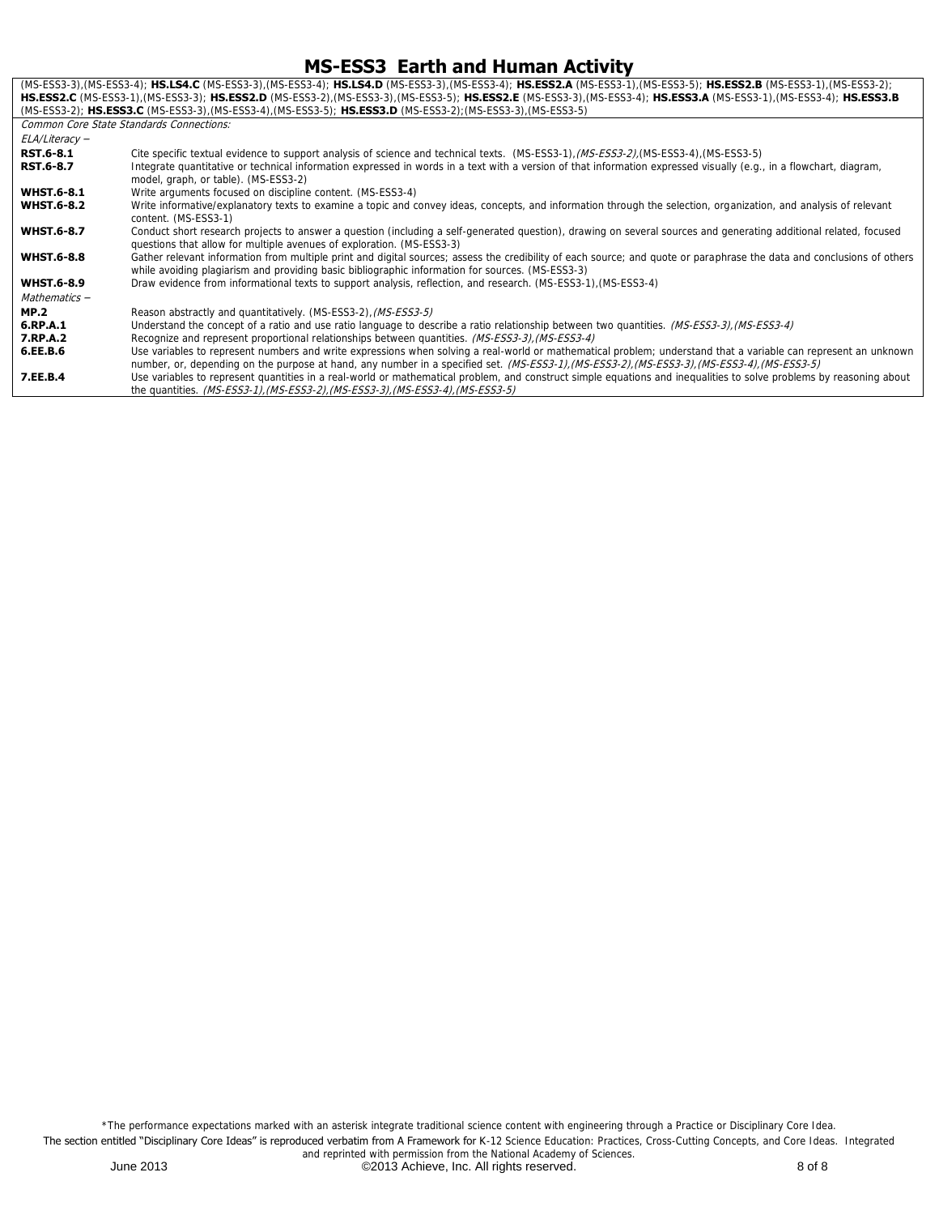# MS-ESS3 Earth and Human Activity

(MS-ESS3-3),(MS-ESS3-4); **HS.LS4.C** (MS-ESS3-3),(MS-ESS3-4); **HS.LS4.D** (MS-ESS3-3),(MS-ESS3-4); **HS.ESS2.A** (MS-ESS3-1),(MS-ESS3-5); **HS.ESS2.B** (MS-ESS3-1),(MS-ESS3-2); **HS.ESS2.C** (MS-ESS3-1),(MS-ESS3-3); **HS.ESS2.D** (MS-ESS3-2),(MS-ESS3-3),(MS-ESS3-5); **HS.ESS2.E** (MS-ESS3-3),(MS-ESS3-4); **HS.ESS3.A** (MS-ESS3-1),(MS-ESS3-4); **HS.ESS3.B** (MS-ESS3-2); **HS.ESS3.C** (MS-ESS3-3),(MS-ESS3-4),(MS-ESS3-5); **HS.ESS3.D** (MS-ESS3-2);(MS-ESS3-3),(MS-ESS3-5)

*Common Core State Standards Connections:*

*ELA/Literacy –*

| | |
|---|---|
| **RST.6-8.1** | Cite specific textual evidence to support analysis of science and technical texts. (MS-ESS3-1),*(MS-ESS3-2)*,(MS-ESS3-4),(MS-ESS3-5) |
| **RST.6-8.7** | Integrate quantitative or technical information expressed in words in a text with a version of that information expressed visually (e.g., in a flowchart, diagram, model, graph, or table). (MS-ESS3-2) |
| **WHST.6-8.1** | Write arguments focused on discipline content. (MS-ESS3-4) |
| **WHST.6-8.2** | Write informative/explanatory texts to examine a topic and convey ideas, concepts, and information through the selection, organization, and analysis of relevant content. (MS-ESS3-1) |
| **WHST.6-8.7** | Conduct short research projects to answer a question (including a self-generated question), drawing on several sources and generating additional related, focused questions that allow for multiple avenues of exploration. (MS-ESS3-3) |
| **WHST.6-8.8** | Gather relevant information from multiple print and digital sources; assess the credibility of each source; and quote or paraphrase the data and conclusions of others while avoiding plagiarism and providing basic bibliographic information for sources. (MS-ESS3-3) |
| **WHST.6-8.9** | Draw evidence from informational texts to support analysis, reflection, and research. (MS-ESS3-1),(MS-ESS3-4) |

*Mathematics –*

| | |
|---|---|
| **MP.2** | Reason abstractly and quantitatively. (MS-ESS3-2),*(MS-ESS3-5)* |
| **6.RP.A.1** | Understand the concept of a ratio and use ratio language to describe a ratio relationship between two quantities. *(MS-ESS3-3),(MS-ESS3-4)* |
| **7.RP.A.2** | Recognize and represent proportional relationships between quantities. *(MS-ESS3-3),(MS-ESS3-4)* |
| **6.EE.B.6** | Use variables to represent numbers and write expressions when solving a real-world or mathematical problem; understand that a variable can represent an unknown number, or, depending on the purpose at hand, any number in a specified set. *(MS-ESS3-1),(MS-ESS3-2),(MS-ESS3-3),(MS-ESS3-4),(MS-ESS3-5)* |
| **7.EE.B.4** | Use variables to represent quantities in a real-world or mathematical problem, and construct simple equations and inequalities to solve problems by reasoning about the quantities. *(MS-ESS3-1),(MS-ESS3-2),(MS-ESS3-3),(MS-ESS3-4),(MS-ESS3-5)* |

*The performance expectations marked with an asterisk integrate traditional science content with engineering through a Practice or Disciplinary Core Idea.
The section entitled "Disciplinary Core Ideas" is reproduced verbatim from A Framework for K-12 Science Education: Practices, Cross-Cutting Concepts, and Core Ideas. Integrated and reprinted with permission from the National Academy of Sciences.

June 2013 ©2013 Achieve, Inc. All rights reserved.